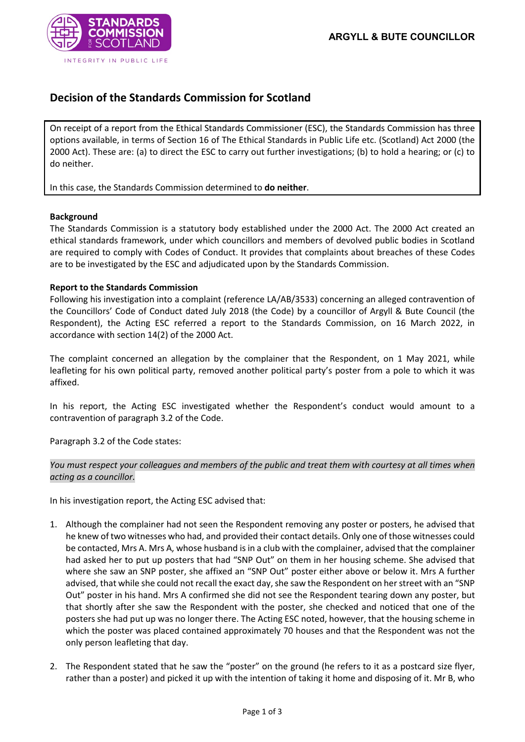**ARGYLL & BUTE COUNCILLOR**

# Decision of the Standards Commission for Scotland

On receipt of a report from the Ethical Standards Commissioner (ESC), the Standards Commission has three options available, in terms of Section 16 of The Ethical Standards in Public Life etc. (Scotland) Act 2000 (the 2000 Act). These are: (a) to direct the ESC to carry out further investigations; (b) to hold a hearing; or (c) to do neither.

In this case, the Standards Commission determined to **do neither**.

**Background**

The Standards Commission is a statutory body established under the 2000 Act. The 2000 Act created an ethical standards framework, under which councillors and members of devolved public bodies in Scotland are required to comply with Codes of Conduct. It provides that complaints about breaches of these Codes are to be investigated by the ESC and adjudicated upon by the Standards Commission.

**Report to the Standards Commission**

Following his investigation into a complaint (reference LA/AB/3533) concerning an alleged contravention of the Councillors' Code of Conduct dated July 2018 (the Code) by a councillor of Argyll & Bute Council (the Respondent), the Acting ESC referred a report to the Standards Commission, on 16 March 2022, in accordance with section 14(2) of the 2000 Act.

The complaint concerned an allegation by the complainer that the Respondent, on 1 May 2021, while leafleting for his own political party, removed another political party's poster from a pole to which it was affixed.

In his report, the Acting ESC investigated whether the Respondent's conduct would amount to a contravention of paragraph 3.2 of the Code.

Paragraph 3.2 of the Code states:

*You must respect your colleagues and members of the public and treat them with courtesy at all times when acting as a councillor.*

In his investigation report, the Acting ESC advised that:

1. Although the complainer had not seen the Respondent removing any poster or posters, he advised that he knew of two witnesses who had, and provided their contact details. Only one of those witnesses could be contacted, Mrs A. Mrs A, whose husband is in a club with the complainer, advised that the complainer had asked her to put up posters that had "SNP Out" on them in her housing scheme. She advised that where she saw an SNP poster, she affixed an "SNP Out" poster either above or below it. Mrs A further advised, that while she could not recall the exact day, she saw the Respondent on her street with an "SNP Out" poster in his hand. Mrs A confirmed she did not see the Respondent tearing down any poster, but that shortly after she saw the Respondent with the poster, she checked and noticed that one of the posters she had put up was no longer there. The Acting ESC noted, however, that the housing scheme in which the poster was placed contained approximately 70 houses and that the Respondent was not the only person leafleting that day.
2. The Respondent stated that he saw the "poster" on the ground (he refers to it as a postcard size flyer, rather than a poster) and picked it up with the intention of taking it home and disposing of it. Mr B, who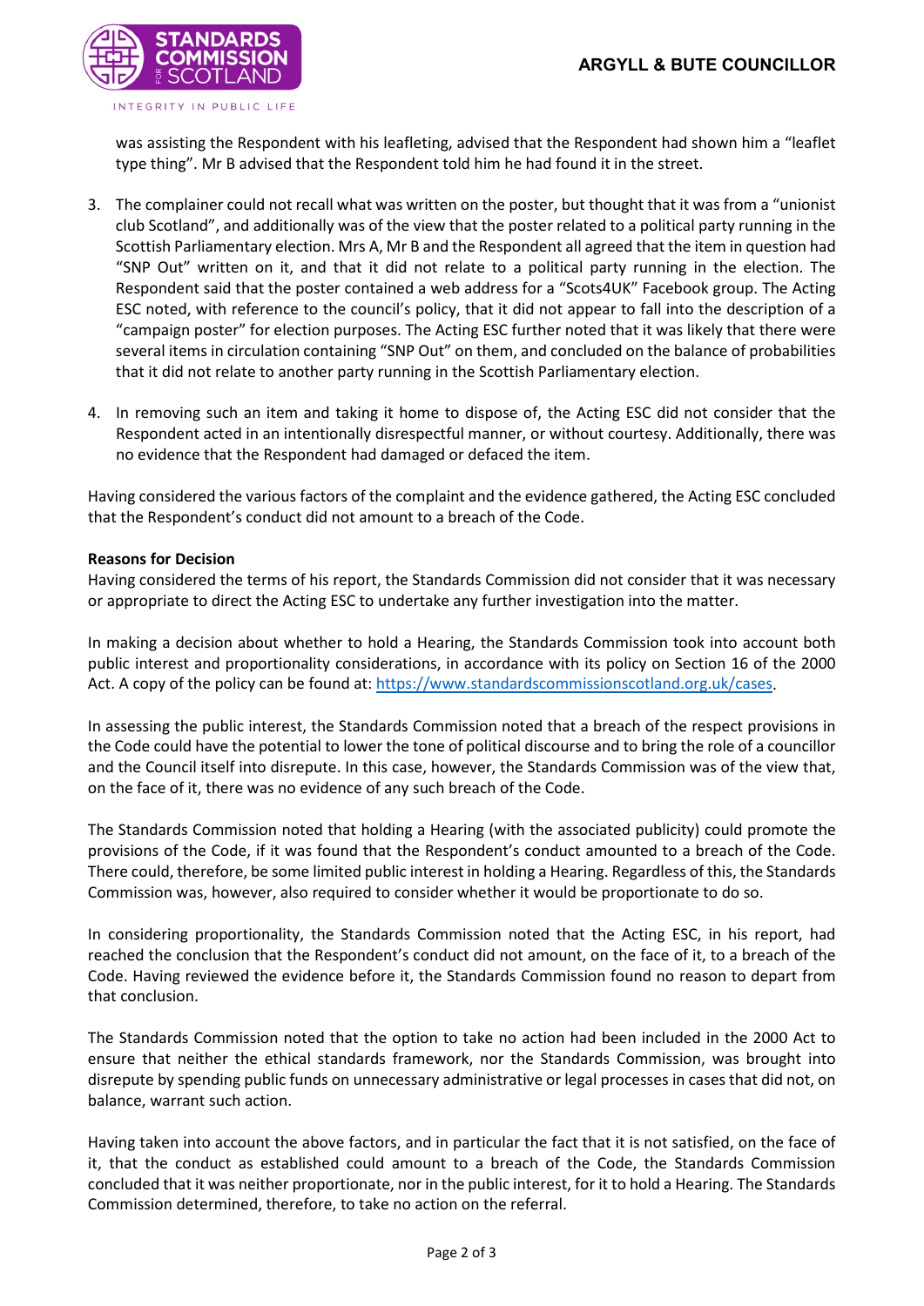was assisting the Respondent with his leafleting, advised that the Respondent had shown him a "leaflet type thing". Mr B advised that the Respondent told him he had found it in the street.

3. The complainer could not recall what was written on the poster, but thought that it was from a "unionist club Scotland", and additionally was of the view that the poster related to a political party running in the Scottish Parliamentary election. Mrs A, Mr B and the Respondent all agreed that the item in question had "SNP Out" written on it, and that it did not relate to a political party running in the election. The Respondent said that the poster contained a web address for a "Scots4UK" Facebook group. The Acting ESC noted, with reference to the council's policy, that it did not appear to fall into the description of a "campaign poster" for election purposes. The Acting ESC further noted that it was likely that there were several items in circulation containing "SNP Out" on them, and concluded on the balance of probabilities that it did not relate to another party running in the Scottish Parliamentary election.

4. In removing such an item and taking it home to dispose of, the Acting ESC did not consider that the Respondent acted in an intentionally disrespectful manner, or without courtesy. Additionally, there was no evidence that the Respondent had damaged or defaced the item.

Having considered the various factors of the complaint and the evidence gathered, the Acting ESC concluded that the Respondent's conduct did not amount to a breach of the Code.

**Reasons for Decision**

Having considered the terms of his report, the Standards Commission did not consider that it was necessary or appropriate to direct the Acting ESC to undertake any further investigation into the matter.

In making a decision about whether to hold a Hearing, the Standards Commission took into account both public interest and proportionality considerations, in accordance with its policy on Section 16 of the 2000 Act. A copy of the policy can be found at: https://www.standardscommissionscotland.org.uk/cases.

In assessing the public interest, the Standards Commission noted that a breach of the respect provisions in the Code could have the potential to lower the tone of political discourse and to bring the role of a councillor and the Council itself into disrepute. In this case, however, the Standards Commission was of the view that, on the face of it, there was no evidence of any such breach of the Code.

The Standards Commission noted that holding a Hearing (with the associated publicity) could promote the provisions of the Code, if it was found that the Respondent's conduct amounted to a breach of the Code. There could, therefore, be some limited public interest in holding a Hearing. Regardless of this, the Standards Commission was, however, also required to consider whether it would be proportionate to do so.

In considering proportionality, the Standards Commission noted that the Acting ESC, in his report, had reached the conclusion that the Respondent's conduct did not amount, on the face of it, to a breach of the Code. Having reviewed the evidence before it, the Standards Commission found no reason to depart from that conclusion.

The Standards Commission noted that the option to take no action had been included in the 2000 Act to ensure that neither the ethical standards framework, nor the Standards Commission, was brought into disrepute by spending public funds on unnecessary administrative or legal processes in cases that did not, on balance, warrant such action.

Having taken into account the above factors, and in particular the fact that it is not satisfied, on the face of it, that the conduct as established could amount to a breach of the Code, the Standards Commission concluded that it was neither proportionate, nor in the public interest, for it to hold a Hearing. The Standards Commission determined, therefore, to take no action on the referral.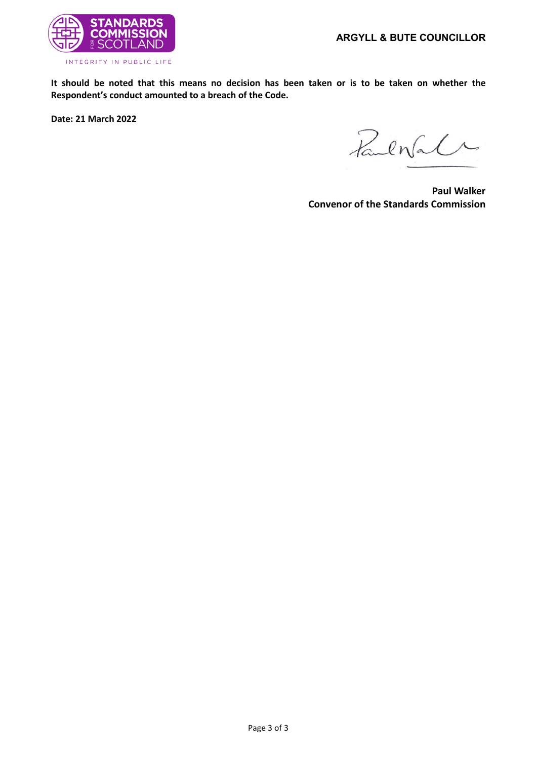**It should be noted that this means no decision has been taken or is to be taken on whether the Respondent's conduct amounted to a breach of the Code.**

**Date: 21 March 2022**

**Paul Walker**
**Convenor of the Standards Commission**